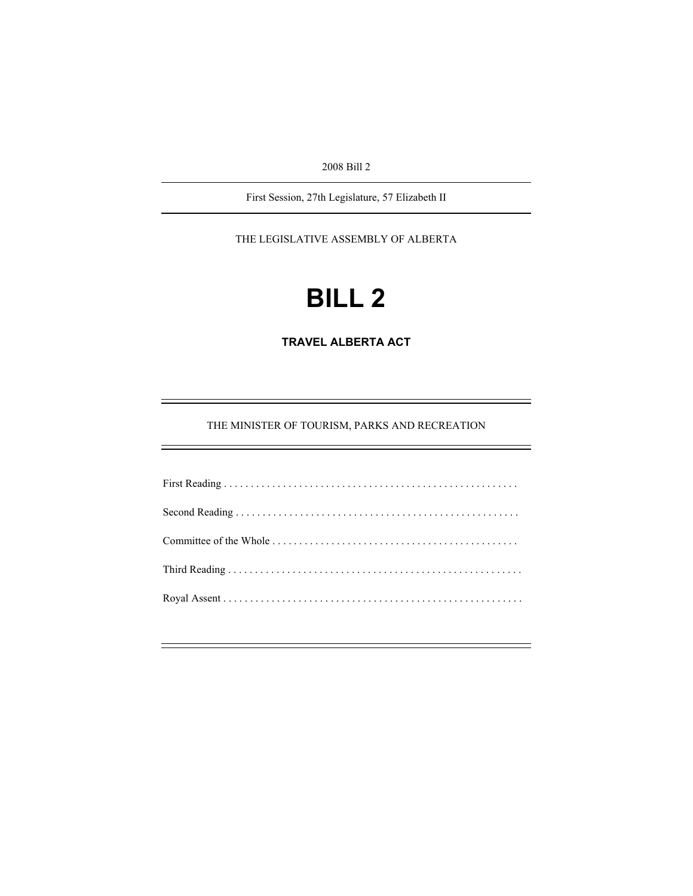2008 Bill 2

First Session, 27th Legislature, 57 Elizabeth II

THE LEGISLATIVE ASSEMBLY OF ALBERTA

# BILL 2

## TRAVEL ALBERTA ACT

THE MINISTER OF TOURISM, PARKS AND RECREATION

First Reading . . . . . . . . . . . . . . . . . . . . . . . . . . . . . . . . . . . . . . . . . . . . . . . . . . . . . .

Second Reading . . . . . . . . . . . . . . . . . . . . . . . . . . . . . . . . . . . . . . . . . . . . . . . . . . . . .

Committee of the Whole . . . . . . . . . . . . . . . . . . . . . . . . . . . . . . . . . . . . . . . . . . . . .

Third Reading . . . . . . . . . . . . . . . . . . . . . . . . . . . . . . . . . . . . . . . . . . . . . . . . . . . . . . .

Royal Assent . . . . . . . . . . . . . . . . . . . . . . . . . . . . . . . . . . . . . . . . . . . . . . . . . . . . . . .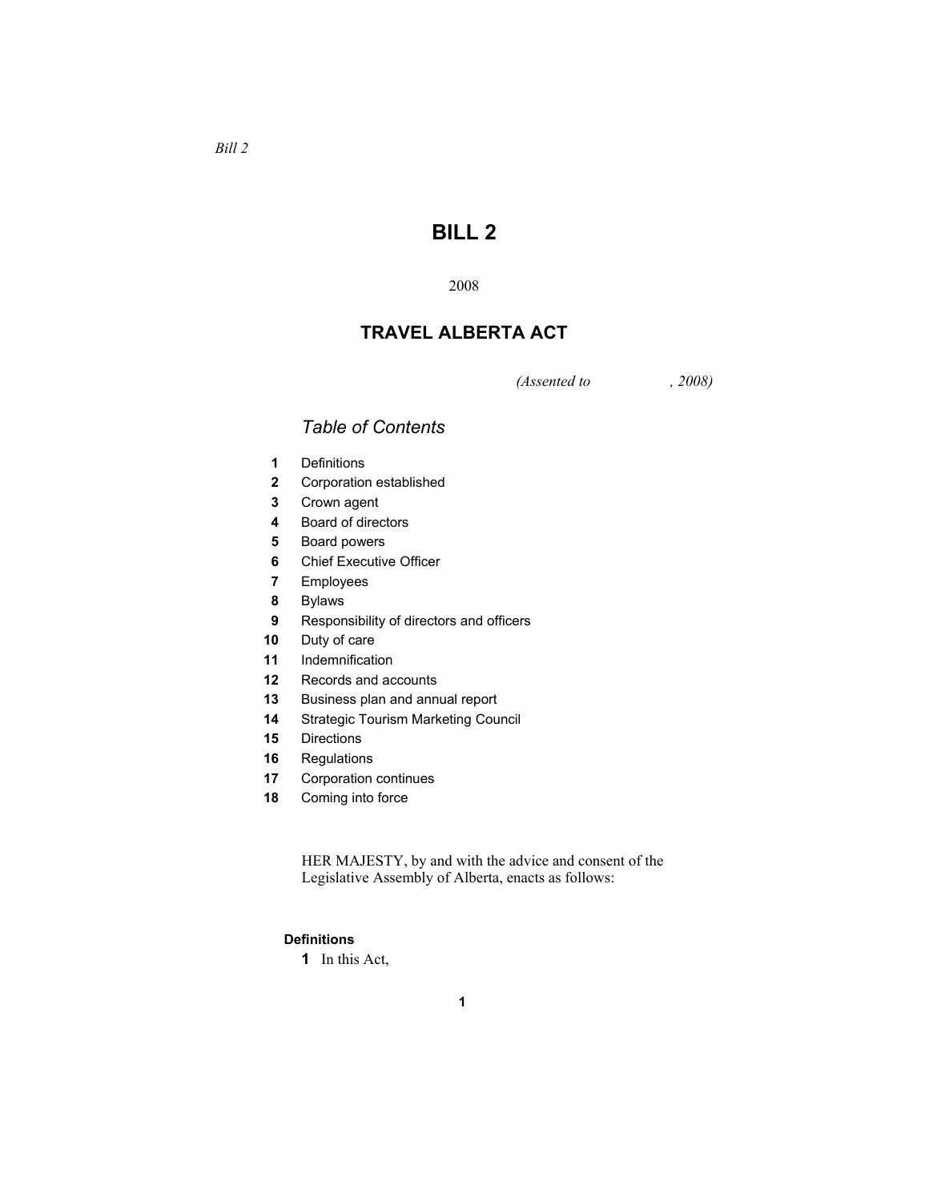*Bill 2*

# BILL 2

2008

## TRAVEL ALBERTA ACT

*(Assented to , 2008)*

### *Table of Contents*

| | |
|---|---|
| **1** | Definitions |
| **2** | Corporation established |
| **3** | Crown agent |
| **4** | Board of directors |
| **5** | Board powers |
| **6** | Chief Executive Officer |
| **7** | Employees |
| **8** | Bylaws |
| **9** | Responsibility of directors and officers |
| **10** | Duty of care |
| **11** | Indemnification |
| **12** | Records and accounts |
| **13** | Business plan and annual report |
| **14** | Strategic Tourism Marketing Council |
| **15** | Directions |
| **16** | Regulations |
| **17** | Corporation continues |
| **18** | Coming into force |

HER MAJESTY, by and with the advice and consent of the Legislative Assembly of Alberta, enacts as follows:

**Definitions**

**1** In this Act,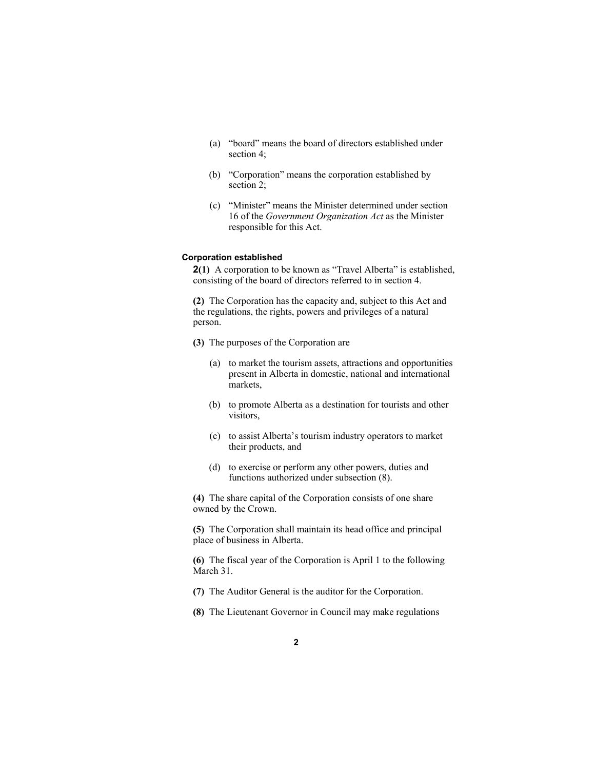(a) "board" means the board of directors established under section 4;

(b) "Corporation" means the corporation established by section 2;

(c) "Minister" means the Minister determined under section 16 of the *Government Organization Act* as the Minister responsible for this Act.

#### Corporation established

**2(1)** A corporation to be known as "Travel Alberta" is established, consisting of the board of directors referred to in section 4.

**(2)** The Corporation has the capacity and, subject to this Act and the regulations, the rights, powers and privileges of a natural person.

**(3)** The purposes of the Corporation are

(a) to market the tourism assets, attractions and opportunities present in Alberta in domestic, national and international markets,

(b) to promote Alberta as a destination for tourists and other visitors,

(c) to assist Alberta's tourism industry operators to market their products, and

(d) to exercise or perform any other powers, duties and functions authorized under subsection (8).

**(4)** The share capital of the Corporation consists of one share owned by the Crown.

**(5)** The Corporation shall maintain its head office and principal place of business in Alberta.

**(6)** The fiscal year of the Corporation is April 1 to the following March 31.

**(7)** The Auditor General is the auditor for the Corporation.

**(8)** The Lieutenant Governor in Council may make regulations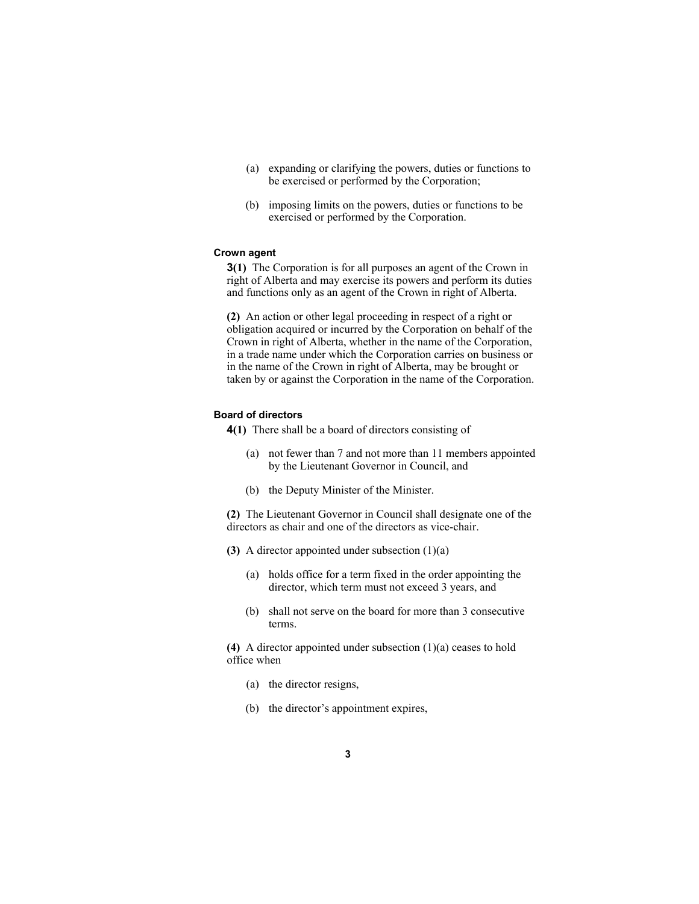(a) expanding or clarifying the powers, duties or functions to be exercised or performed by the Corporation;

(b) imposing limits on the powers, duties or functions to be exercised or performed by the Corporation.

**Crown agent**

**3(1)** The Corporation is for all purposes an agent of the Crown in right of Alberta and may exercise its powers and perform its duties and functions only as an agent of the Crown in right of Alberta.

**(2)** An action or other legal proceeding in respect of a right or obligation acquired or incurred by the Corporation on behalf of the Crown in right of Alberta, whether in the name of the Corporation, in a trade name under which the Corporation carries on business or in the name of the Crown in right of Alberta, may be brought or taken by or against the Corporation in the name of the Corporation.

**Board of directors**

**4(1)** There shall be a board of directors consisting of

(a) not fewer than 7 and not more than 11 members appointed by the Lieutenant Governor in Council, and

(b) the Deputy Minister of the Minister.

**(2)** The Lieutenant Governor in Council shall designate one of the directors as chair and one of the directors as vice-chair.

**(3)** A director appointed under subsection (1)(a)

(a) holds office for a term fixed in the order appointing the director, which term must not exceed 3 years, and

(b) shall not serve on the board for more than 3 consecutive terms.

**(4)** A director appointed under subsection (1)(a) ceases to hold office when

(a) the director resigns,

(b) the director's appointment expires,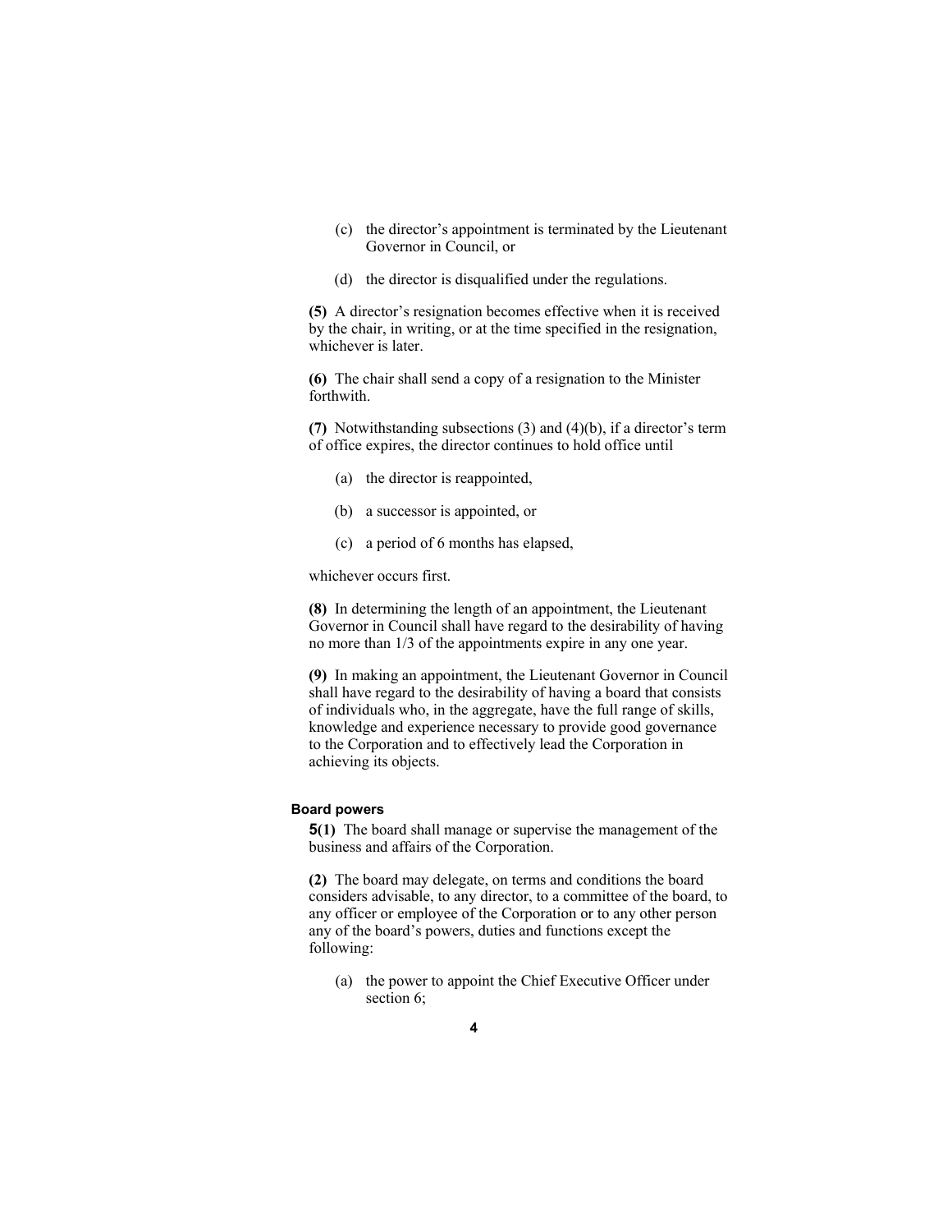(c) the director's appointment is terminated by the Lieutenant Governor in Council, or

(d) the director is disqualified under the regulations.

**(5)** A director's resignation becomes effective when it is received by the chair, in writing, or at the time specified in the resignation, whichever is later.

**(6)** The chair shall send a copy of a resignation to the Minister forthwith.

**(7)** Notwithstanding subsections (3) and (4)(b), if a director's term of office expires, the director continues to hold office until

(a) the director is reappointed,

(b) a successor is appointed, or

(c) a period of 6 months has elapsed,

whichever occurs first.

**(8)** In determining the length of an appointment, the Lieutenant Governor in Council shall have regard to the desirability of having no more than 1/3 of the appointments expire in any one year.

**(9)** In making an appointment, the Lieutenant Governor in Council shall have regard to the desirability of having a board that consists of individuals who, in the aggregate, have the full range of skills, knowledge and experience necessary to provide good governance to the Corporation and to effectively lead the Corporation in achieving its objects.

#### Board powers

**5(1)** The board shall manage or supervise the management of the business and affairs of the Corporation.

**(2)** The board may delegate, on terms and conditions the board considers advisable, to any director, to a committee of the board, to any officer or employee of the Corporation or to any other person any of the board's powers, duties and functions except the following:

(a) the power to appoint the Chief Executive Officer under section 6;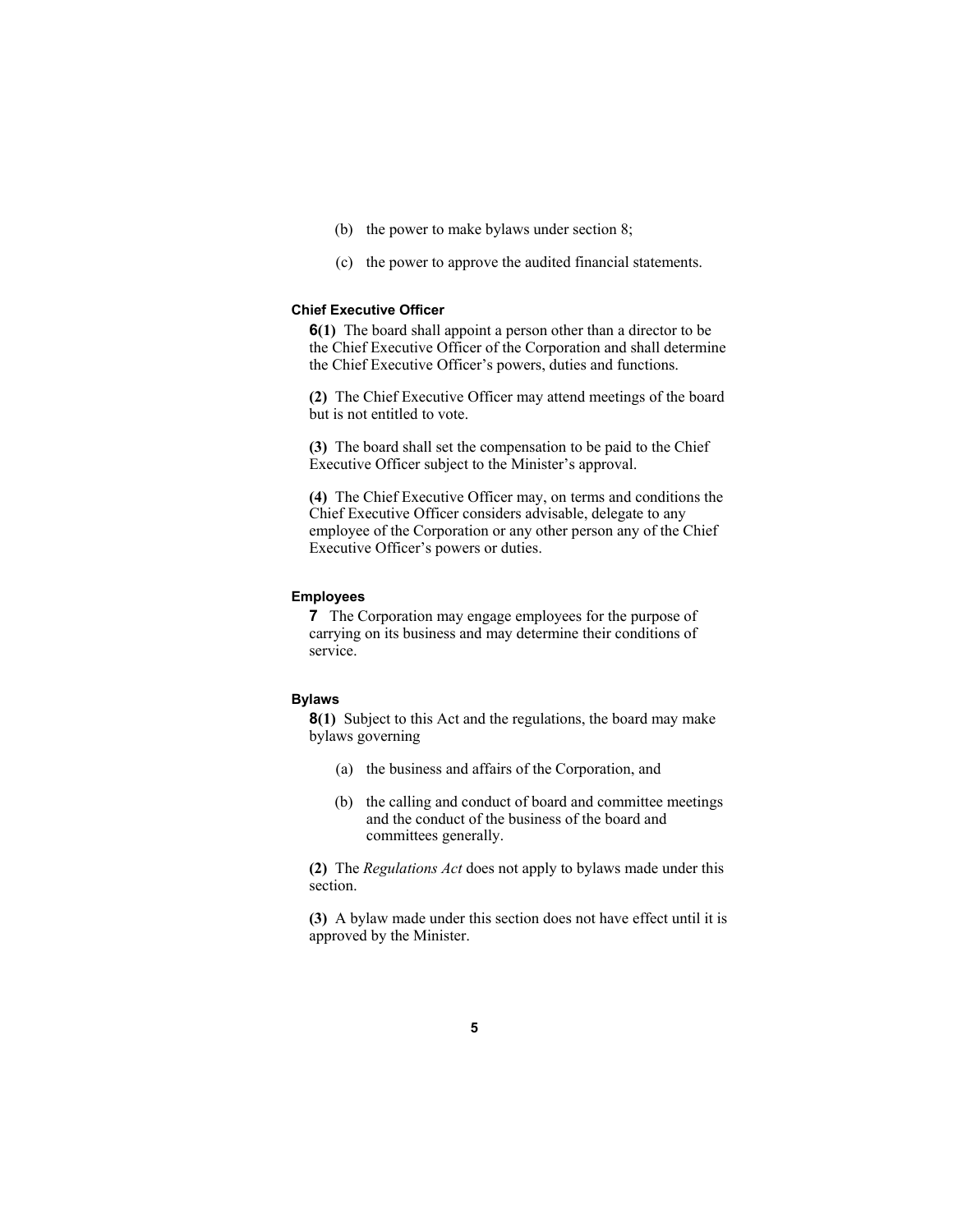(b) the power to make bylaws under section 8;

(c) the power to approve the audited financial statements.

### Chief Executive Officer

**6(1)** The board shall appoint a person other than a director to be the Chief Executive Officer of the Corporation and shall determine the Chief Executive Officer's powers, duties and functions.

**(2)** The Chief Executive Officer may attend meetings of the board but is not entitled to vote.

**(3)** The board shall set the compensation to be paid to the Chief Executive Officer subject to the Minister's approval.

**(4)** The Chief Executive Officer may, on terms and conditions the Chief Executive Officer considers advisable, delegate to any employee of the Corporation or any other person any of the Chief Executive Officer's powers or duties.

### Employees

**7** The Corporation may engage employees for the purpose of carrying on its business and may determine their conditions of service.

### Bylaws

**8(1)** Subject to this Act and the regulations, the board may make bylaws governing

(a) the business and affairs of the Corporation, and

(b) the calling and conduct of board and committee meetings and the conduct of the business of the board and committees generally.

**(2)** The *Regulations Act* does not apply to bylaws made under this section.

**(3)** A bylaw made under this section does not have effect until it is approved by the Minister.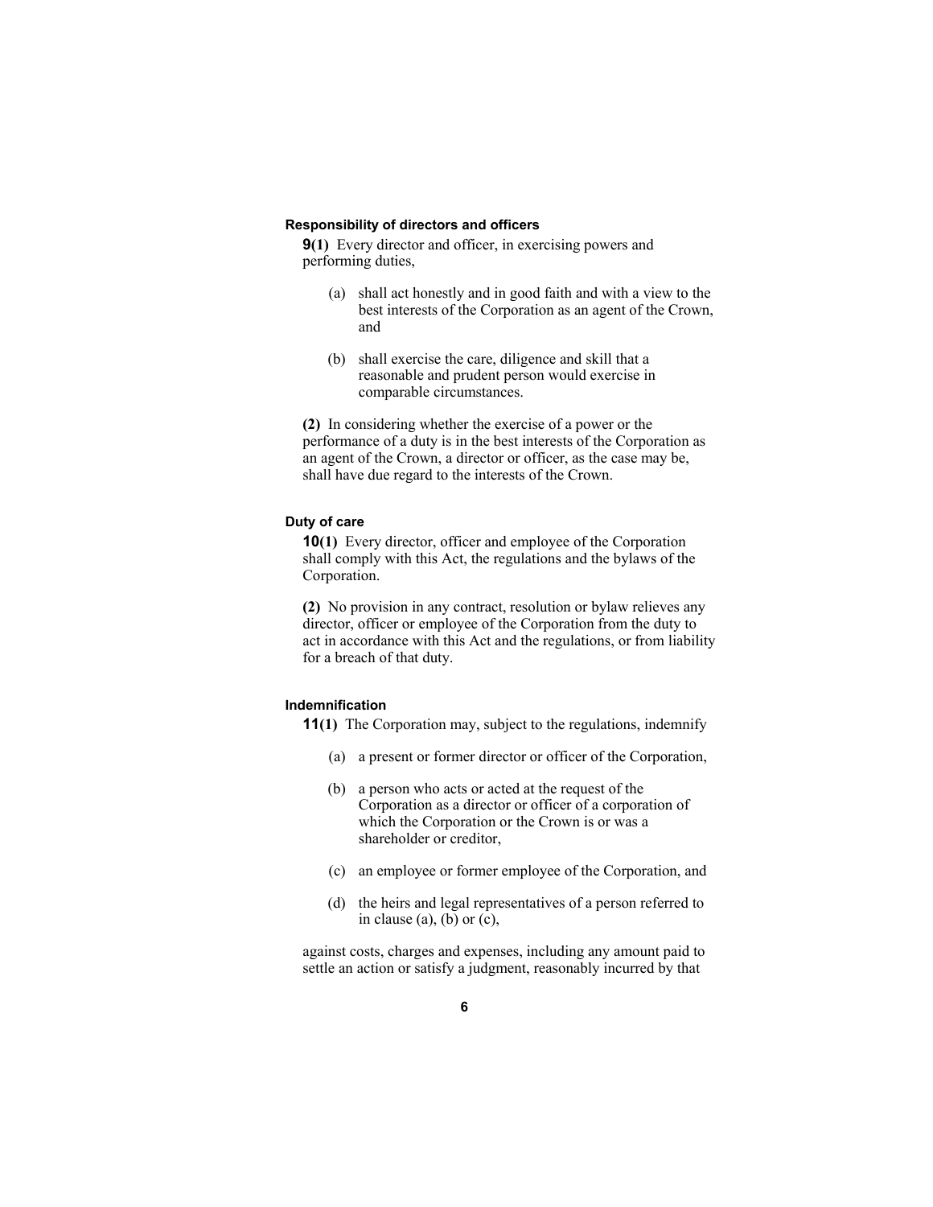### Responsibility of directors and officers

**9(1)** Every director and officer, in exercising powers and performing duties,

(a) shall act honestly and in good faith and with a view to the best interests of the Corporation as an agent of the Crown, and

(b) shall exercise the care, diligence and skill that a reasonable and prudent person would exercise in comparable circumstances.

**(2)** In considering whether the exercise of a power or the performance of a duty is in the best interests of the Corporation as an agent of the Crown, a director or officer, as the case may be, shall have due regard to the interests of the Crown.

### Duty of care

**10(1)** Every director, officer and employee of the Corporation shall comply with this Act, the regulations and the bylaws of the Corporation.

**(2)** No provision in any contract, resolution or bylaw relieves any director, officer or employee of the Corporation from the duty to act in accordance with this Act and the regulations, or from liability for a breach of that duty.

### Indemnification

**11(1)** The Corporation may, subject to the regulations, indemnify

(a) a present or former director or officer of the Corporation,

(b) a person who acts or acted at the request of the Corporation as a director or officer of a corporation of which the Corporation or the Crown is or was a shareholder or creditor,

(c) an employee or former employee of the Corporation, and

(d) the heirs and legal representatives of a person referred to in clause (a), (b) or (c),

against costs, charges and expenses, including any amount paid to settle an action or satisfy a judgment, reasonably incurred by that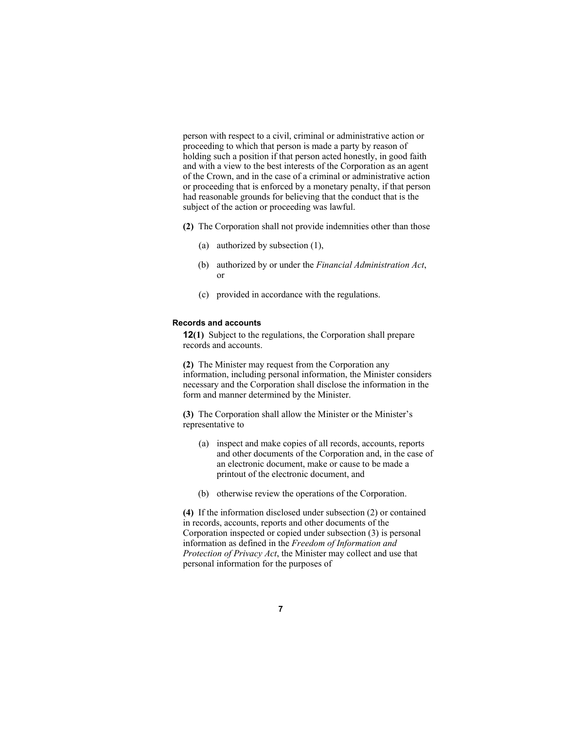person with respect to a civil, criminal or administrative action or proceeding to which that person is made a party by reason of holding such a position if that person acted honestly, in good faith and with a view to the best interests of the Corporation as an agent of the Crown, and in the case of a criminal or administrative action or proceeding that is enforced by a monetary penalty, if that person had reasonable grounds for believing that the conduct that is the subject of the action or proceeding was lawful.

**(2)** The Corporation shall not provide indemnities other than those

(a) authorized by subsection (1),

(b) authorized by or under the *Financial Administration Act*, or

(c) provided in accordance with the regulations.

#### Records and accounts

**12(1)** Subject to the regulations, the Corporation shall prepare records and accounts.

**(2)** The Minister may request from the Corporation any information, including personal information, the Minister considers necessary and the Corporation shall disclose the information in the form and manner determined by the Minister.

**(3)** The Corporation shall allow the Minister or the Minister's representative to

(a) inspect and make copies of all records, accounts, reports and other documents of the Corporation and, in the case of an electronic document, make or cause to be made a printout of the electronic document, and

(b) otherwise review the operations of the Corporation.

**(4)** If the information disclosed under subsection (2) or contained in records, accounts, reports and other documents of the Corporation inspected or copied under subsection (3) is personal information as defined in the *Freedom of Information and Protection of Privacy Act*, the Minister may collect and use that personal information for the purposes of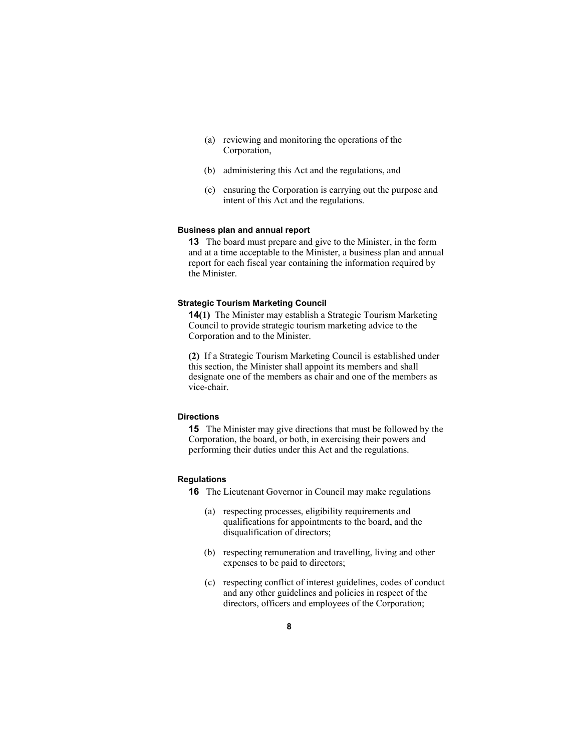(a) reviewing and monitoring the operations of the Corporation,

(b) administering this Act and the regulations, and

(c) ensuring the Corporation is carrying out the purpose and intent of this Act and the regulations.

#### Business plan and annual report

**13** The board must prepare and give to the Minister, in the form and at a time acceptable to the Minister, a business plan and annual report for each fiscal year containing the information required by the Minister.

#### Strategic Tourism Marketing Council

**14(1)** The Minister may establish a Strategic Tourism Marketing Council to provide strategic tourism marketing advice to the Corporation and to the Minister.

**(2)** If a Strategic Tourism Marketing Council is established under this section, the Minister shall appoint its members and shall designate one of the members as chair and one of the members as vice-chair.

#### Directions

**15** The Minister may give directions that must be followed by the Corporation, the board, or both, in exercising their powers and performing their duties under this Act and the regulations.

#### Regulations

**16** The Lieutenant Governor in Council may make regulations

(a) respecting processes, eligibility requirements and qualifications for appointments to the board, and the disqualification of directors;

(b) respecting remuneration and travelling, living and other expenses to be paid to directors;

(c) respecting conflict of interest guidelines, codes of conduct and any other guidelines and policies in respect of the directors, officers and employees of the Corporation;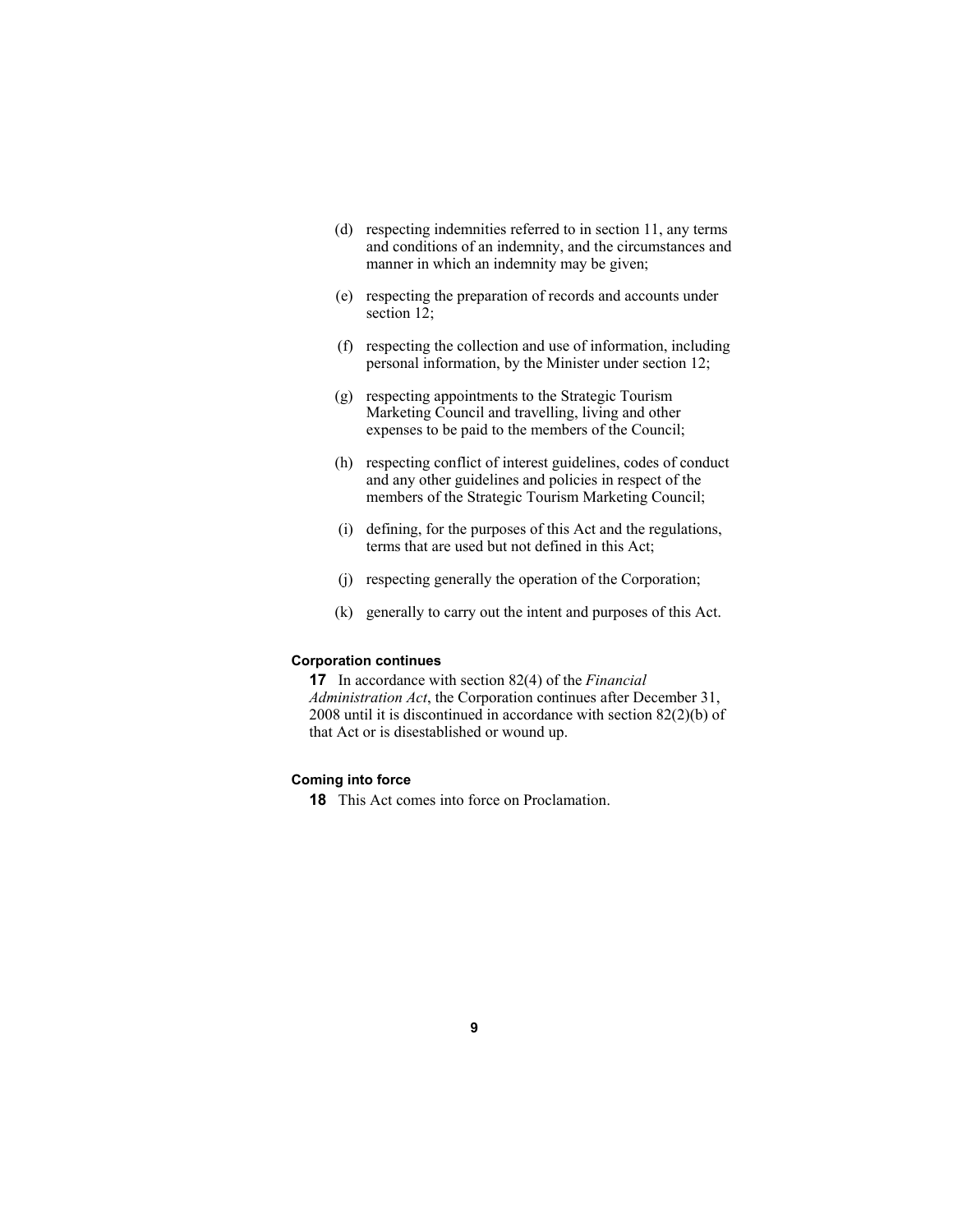(d) respecting indemnities referred to in section 11, any terms and conditions of an indemnity, and the circumstances and manner in which an indemnity may be given;

(e) respecting the preparation of records and accounts under section 12;

(f) respecting the collection and use of information, including personal information, by the Minister under section 12;

(g) respecting appointments to the Strategic Tourism Marketing Council and travelling, living and other expenses to be paid to the members of the Council;

(h) respecting conflict of interest guidelines, codes of conduct and any other guidelines and policies in respect of the members of the Strategic Tourism Marketing Council;

(i) defining, for the purposes of this Act and the regulations, terms that are used but not defined in this Act;

(j) respecting generally the operation of the Corporation;

(k) generally to carry out the intent and purposes of this Act.

**Corporation continues**

**17** In accordance with section 82(4) of the *Financial Administration Act*, the Corporation continues after December 31, 2008 until it is discontinued in accordance with section 82(2)(b) of that Act or is disestablished or wound up.

**Coming into force**

**18** This Act comes into force on Proclamation.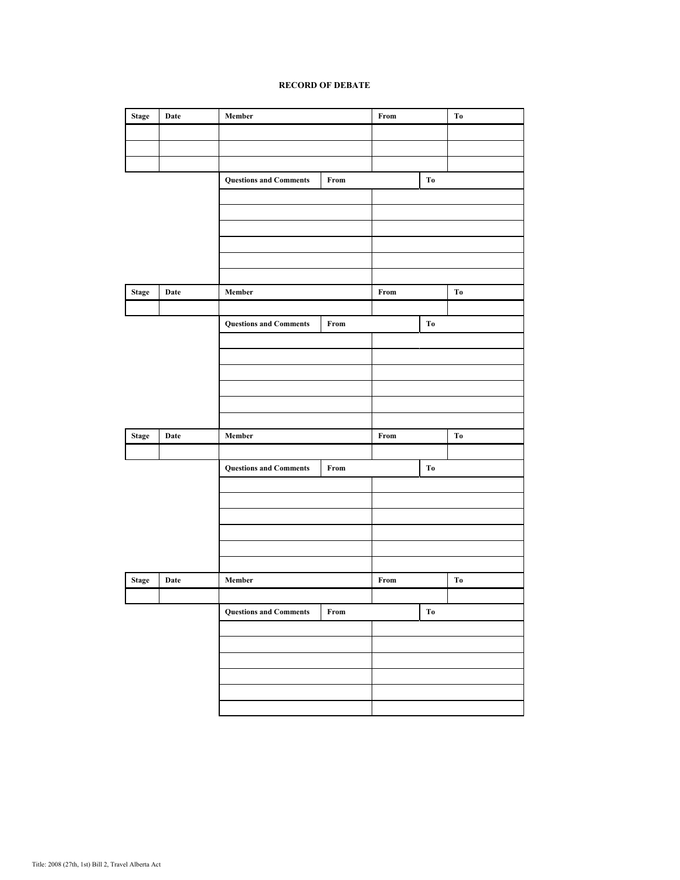**RECORD OF DEBATE**

| Stage | Date | Member | From | To |
|---|---|---|---|---|
| | | | | |
| | | | | |
| | | | | |

| Questions and Comments | From | To |
|---|---|---|
| | | |
| | | |
| | | |
| | | |
| | | |
| | | |

| Stage | Date | Member | From | To |
|---|---|---|---|---|
| | | | | |

| Questions and Comments | From | To |
|---|---|---|
| | | |
| | | |
| | | |
| | | |
| | | |
| | | |

| Stage | Date | Member | From | To |
|---|---|---|---|---|
| | | | | |

| Questions and Comments | From | To |
|---|---|---|
| | | |
| | | |
| | | |
| | | |
| | | |
| | | |

| Stage | Date | Member | From | To |
|---|---|---|---|---|
| | | | | |

| Questions and Comments | From | To |
|---|---|---|
| | | |
| | | |
| | | |
| | | |
| | | |
| | | |

Title: 2008 (27th, 1st) Bill 2, Travel Alberta Act